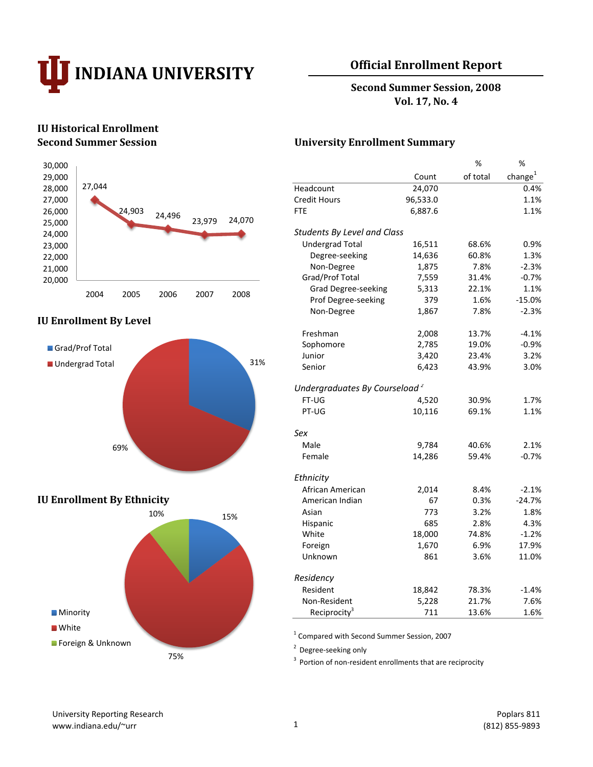# INDIANA UNIVERSITY

## Official Enrollment Report

**Second Summer Session, 2008**
**Vol. 17, No. 4**

### IU Historical Enrollment Second Summer Session

| Year | Enrollment |
|---|---|
| 2004 | 27,044 |
| 2005 | 24,903 |
| 2006 | 24,496 |
| 2007 | 23,979 |
| 2008 | 24,070 |

### IU Enrollment By Level

- Grad/Prof Total: 31%
- Undergrad Total: 69%

### IU Enrollment By Ethnicity

- Minority: 15%
- White: 75%
- Foreign & Unknown: 10%

### University Enrollment Summary

| | Count | % of total | % change[1] |
|---|---|---|---|
| Headcount | 24,070 | | 0.4% |
| Credit Hours | 96,533.0 | | 1.1% |
| FTE | 6,887.6 | | 1.1% |
| ***Students By Level and Class*** | | | |
| Undergrad Total | 16,511 | 68.6% | 0.9% |
| Degree-seeking | 14,636 | 60.8% | 1.3% |
| Non-Degree | 1,875 | 7.8% | -2.3% |
| Grad/Prof Total | 7,559 | 31.4% | -0.7% |
| Grad Degree-seeking | 5,313 | 22.1% | 1.1% |
| Prof Degree-seeking | 379 | 1.6% | -15.0% |
| Non-Degree | 1,867 | 7.8% | -2.3% |
| Freshman | 2,008 | 13.7% | -4.1% |
| Sophomore | 2,785 | 19.0% | -0.9% |
| Junior | 3,420 | 23.4% | 3.2% |
| Senior | 6,423 | 43.9% | 3.0% |
| ***Undergraduates By Courseload[2]*** | | | |
| FT-UG | 4,520 | 30.9% | 1.7% |
| PT-UG | 10,116 | 69.1% | 1.1% |
| ***Sex*** | | | |
| Male | 9,784 | 40.6% | 2.1% |
| Female | 14,286 | 59.4% | -0.7% |
| ***Ethnicity*** | | | |
| African American | 2,014 | 8.4% | -2.1% |
| American Indian | 67 | 0.3% | -24.7% |
| Asian | 773 | 3.2% | 1.8% |
| Hispanic | 685 | 2.8% | 4.3% |
| White | 18,000 | 74.8% | -1.2% |
| Foreign | 1,670 | 6.9% | 17.9% |
| Unknown | 861 | 3.6% | 11.0% |
| ***Residency*** | | | |
| Resident | 18,842 | 78.3% | -1.4% |
| Non-Resident | 5,228 | 21.7% | 7.6% |
| Reciprocity[3] | 711 | 13.6% | 1.6% |

[1] Compared with Second Summer Session, 2007

[2] Degree-seeking only

[3] Portion of non-resident enrollments that are reciprocity

University Reporting Research
www.indiana.edu/~urr

Poplars 811
(812) 855-9893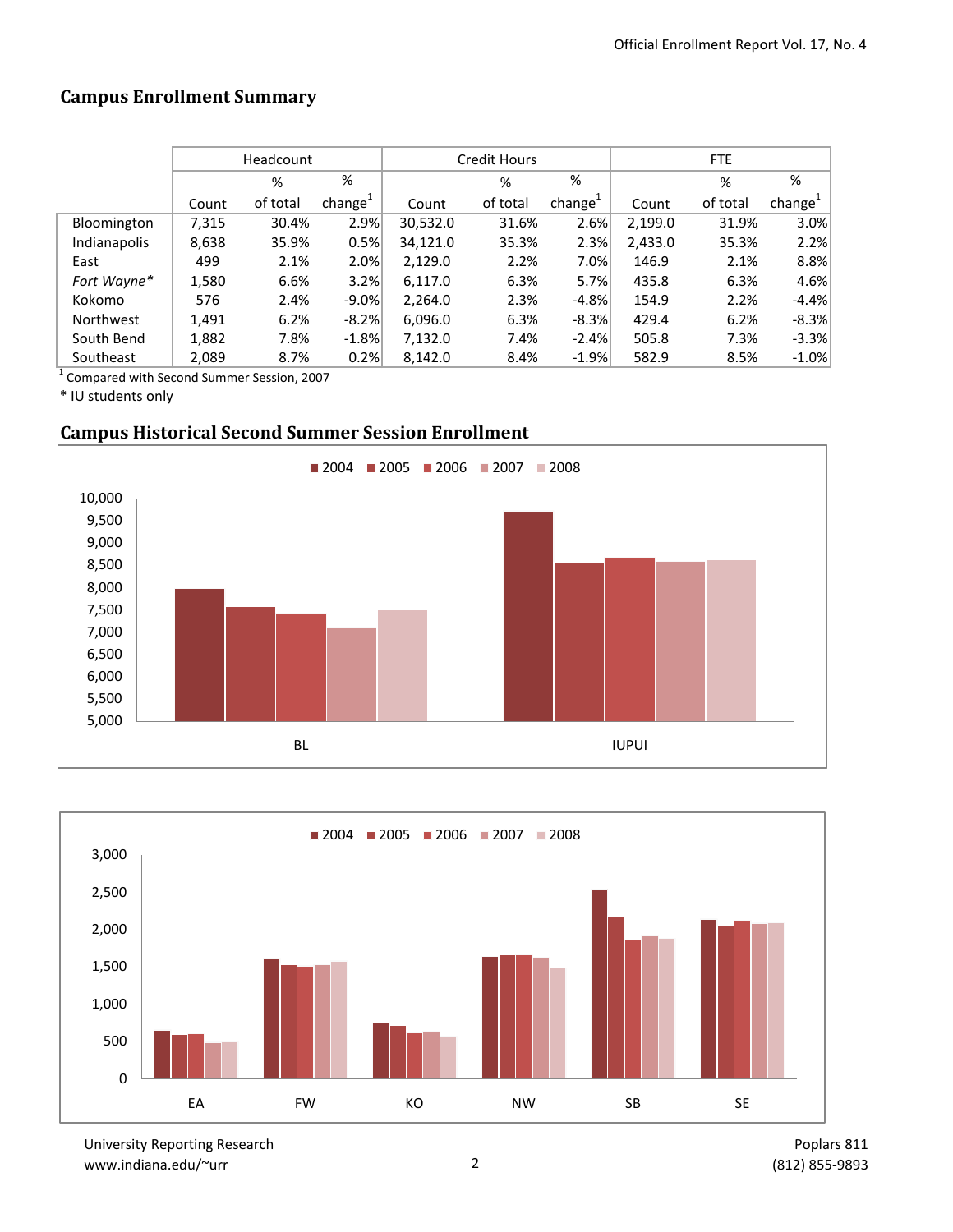## Campus Enrollment Summary

| | Headcount | | | Credit Hours | | | FTE | | |
|---|---|---|---|---|---|---|---|---|---|
| | Count | % of total | % change[1] | Count | % of total | % change[1] | Count | % of total | % change[1] |
| Bloomington | 7,315 | 30.4% | 2.9% | 30,532.0 | 31.6% | 2.6% | 2,199.0 | 31.9% | 3.0% |
| Indianapolis | 8,638 | 35.9% | 0.5% | 34,121.0 | 35.3% | 2.3% | 2,433.0 | 35.3% | 2.2% |
| East | 499 | 2.1% | 2.0% | 2,129.0 | 2.2% | 7.0% | 146.9 | 2.1% | 8.8% |
| *Fort Wayne** | 1,580 | 6.6% | 3.2% | 6,117.0 | 6.3% | 5.7% | 435.8 | 6.3% | 4.6% |
| Kokomo | 576 | 2.4% | -9.0% | 2,264.0 | 2.3% | -4.8% | 154.9 | 2.2% | -4.4% |
| Northwest | 1,491 | 6.2% | -8.2% | 6,096.0 | 6.3% | -8.3% | 429.4 | 6.2% | -8.3% |
| South Bend | 1,882 | 7.8% | -1.8% | 7,132.0 | 7.4% | -2.4% | 505.8 | 7.3% | -3.3% |
| Southeast | 2,089 | 8.7% | 0.2% | 8,142.0 | 8.4% | -1.9% | 582.9 | 8.5% | -1.0% |

[1] Compared with Second Summer Session, 2007

* IU students only

## Campus Historical Second Summer Session Enrollment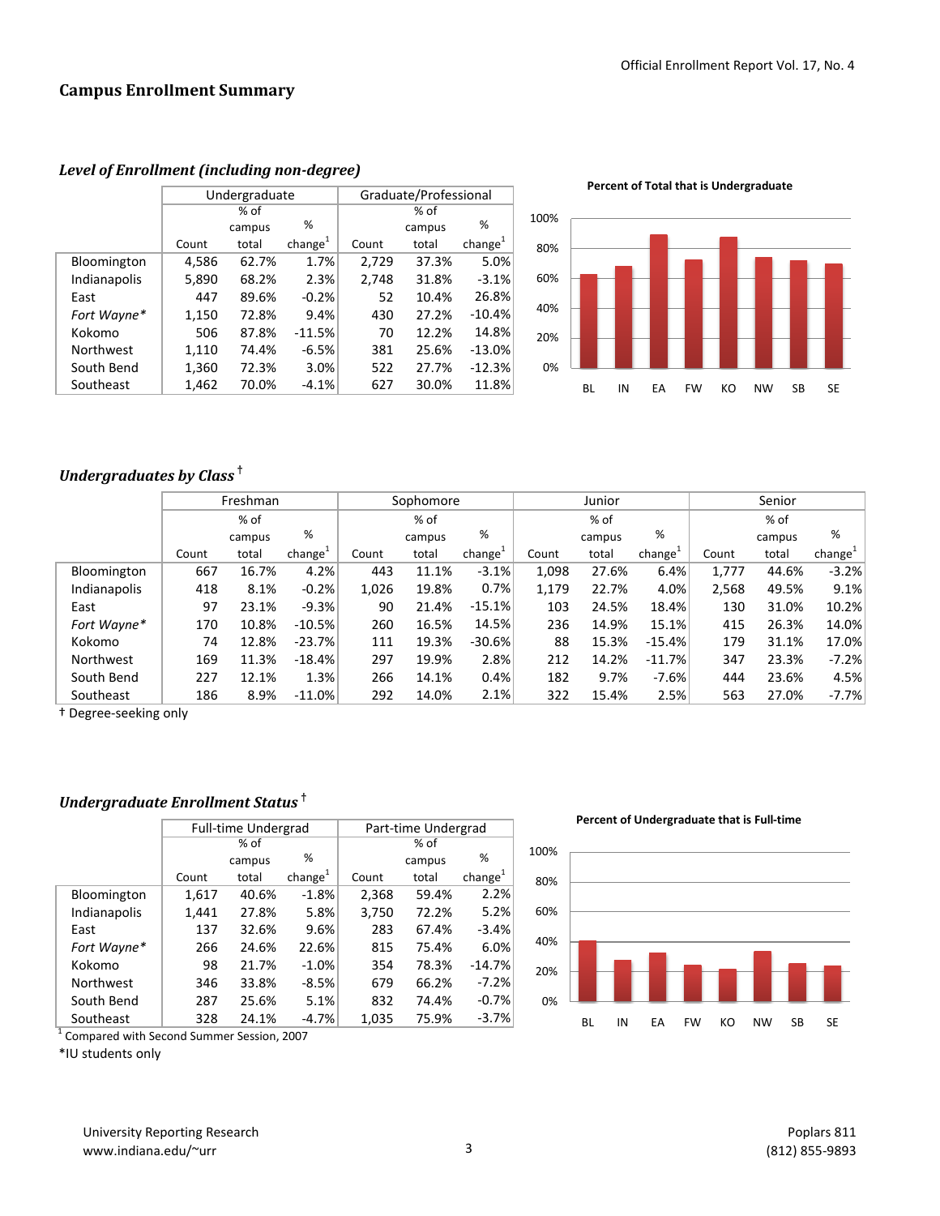## Campus Enrollment Summary

### *Level of Enrollment (including non-degree)*

| | Undergraduate | | | Graduate/Professional | | |
|---|---|---|---|---|---|---|
| | Count | % of campus total | % change[1] | Count | % of campus total | % change[1] |
| Bloomington | 4,586 | 62.7% | 1.7% | 2,729 | 37.3% | 5.0% |
| Indianapolis | 5,890 | 68.2% | 2.3% | 2,748 | 31.8% | -3.1% |
| East | 447 | 89.6% | -0.2% | 52 | 10.4% | 26.8% |
| *Fort Wayne** | 1,150 | 72.8% | 9.4% | 430 | 27.2% | -10.4% |
| Kokomo | 506 | 87.8% | -11.5% | 70 | 12.2% | 14.8% |
| Northwest | 1,110 | 74.4% | -6.5% | 381 | 25.6% | -13.0% |
| South Bend | 1,360 | 72.3% | 3.0% | 522 | 27.7% | -12.3% |
| Southeast | 1,462 | 70.0% | -4.1% | 627 | 30.0% | 11.8% |

**Percent of Total that is Undergraduate**

### *Undergraduates by Class*[†]

| | Freshman | | | Sophomore | | | Junior | | | Senior | | |
|---|---|---|---|---|---|---|---|---|---|---|---|---|
| | Count | % of campus total | % change[1] | Count | % of campus total | % change[1] | Count | % of campus total | % change[1] | Count | % of campus total | % change[1] |
| Bloomington | 667 | 16.7% | 4.2% | 443 | 11.1% | -3.1% | 1,098 | 27.6% | 6.4% | 1,777 | 44.6% | -3.2% |
| Indianapolis | 418 | 8.1% | -0.2% | 1,026 | 19.8% | 0.7% | 1,179 | 22.7% | 4.0% | 2,568 | 49.5% | 9.1% |
| East | 97 | 23.1% | -9.3% | 90 | 21.4% | -15.1% | 103 | 24.5% | 18.4% | 130 | 31.0% | 10.2% |
| *Fort Wayne** | 170 | 10.8% | -10.5% | 260 | 16.5% | 14.5% | 236 | 14.9% | 15.1% | 415 | 26.3% | 14.0% |
| Kokomo | 74 | 12.8% | -23.7% | 111 | 19.3% | -30.6% | 88 | 15.3% | -15.4% | 179 | 31.1% | 17.0% |
| Northwest | 169 | 11.3% | -18.4% | 297 | 19.9% | 2.8% | 212 | 14.2% | -11.7% | 347 | 23.3% | -7.2% |
| South Bend | 227 | 12.1% | 1.3% | 266 | 14.1% | 0.4% | 182 | 9.7% | -7.6% | 444 | 23.6% | 4.5% |
| Southeast | 186 | 8.9% | -11.0% | 292 | 14.0% | 2.1% | 322 | 15.4% | 2.5% | 563 | 27.0% | -7.7% |

† Degree-seeking only

### *Undergraduate Enrollment Status*[†]

| | Full-time Undergrad | | | Part-time Undergrad | | |
|---|---|---|---|---|---|---|
| | Count | % of campus total | % change[1] | Count | % of campus total | % change[1] |
| Bloomington | 1,617 | 40.6% | -1.8% | 2,368 | 59.4% | 2.2% |
| Indianapolis | 1,441 | 27.8% | 5.8% | 3,750 | 72.2% | 5.2% |
| East | 137 | 32.6% | 9.6% | 283 | 67.4% | -3.4% |
| *Fort Wayne** | 266 | 24.6% | 22.6% | 815 | 75.4% | 6.0% |
| Kokomo | 98 | 21.7% | -1.0% | 354 | 78.3% | -14.7% |
| Northwest | 346 | 33.8% | -8.5% | 679 | 66.2% | -7.2% |
| South Bend | 287 | 25.6% | 5.1% | 832 | 74.4% | -0.7% |
| Southeast | 328 | 24.1% | -4.7% | 1,035 | 75.9% | -3.7% |

**Percent of Undergraduate that is Full-time**

[1] Compared with Second Summer Session, 2007

*IU students only

University Reporting Research
www.indiana.edu/~urr

Poplars 811
(812) 855-9893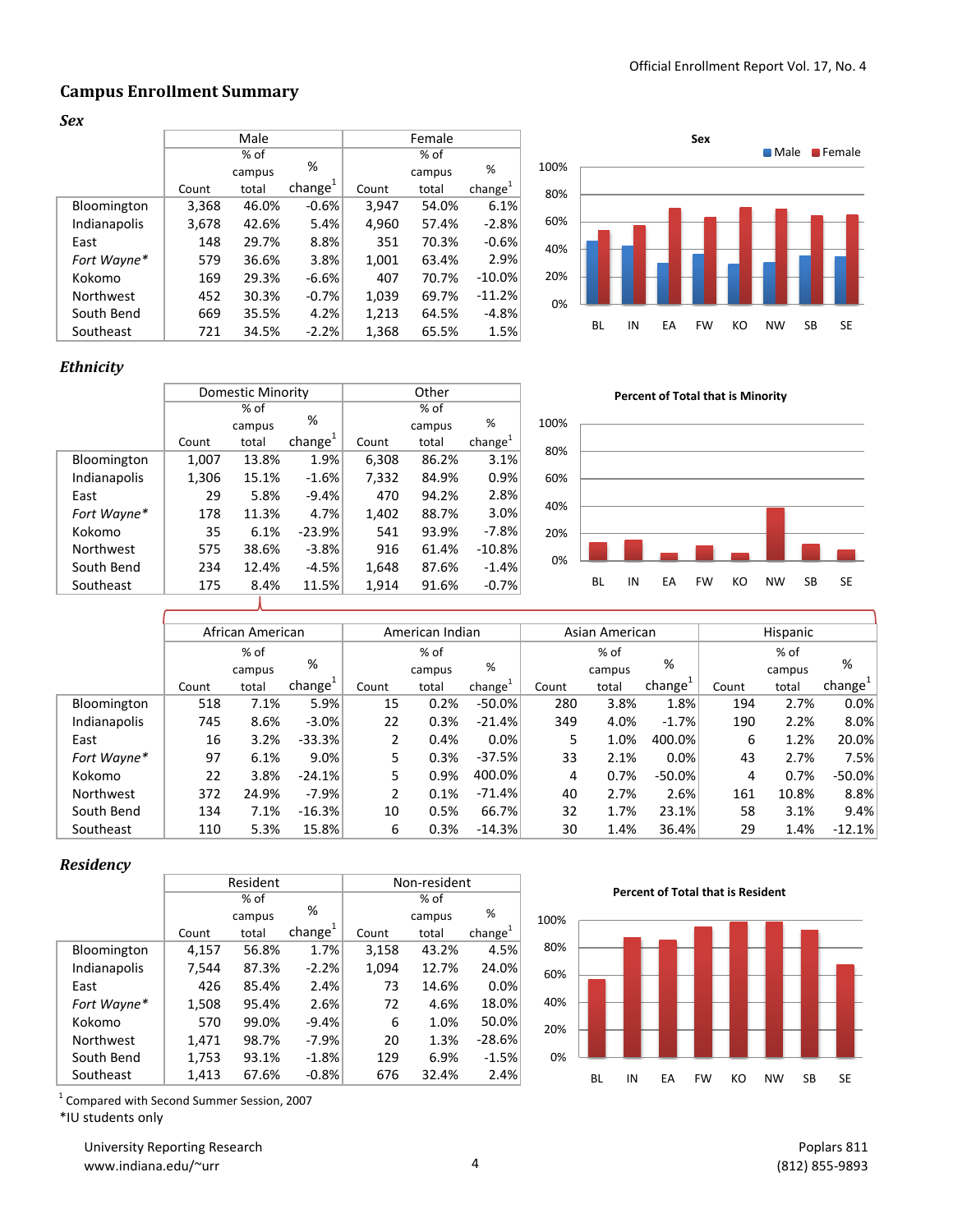## Campus Enrollment Summary

### *Sex*

| | Male | | | Female | | |
|---|---|---|---|---|---|---|
| | Count | % of campus total | % change[1] | Count | % of campus total | % change[1] |
| Bloomington | 3,368 | 46.0% | -0.6% | 3,947 | 54.0% | 6.1% |
| Indianapolis | 3,678 | 42.6% | 5.4% | 4,960 | 57.4% | -2.8% |
| East | 148 | 29.7% | 8.8% | 351 | 70.3% | -0.6% |
| *Fort Wayne** | 579 | 36.6% | 3.8% | 1,001 | 63.4% | 2.9% |
| Kokomo | 169 | 29.3% | -6.6% | 407 | 70.7% | -10.0% |
| Northwest | 452 | 30.3% | -0.7% | 1,039 | 69.7% | -11.2% |
| South Bend | 669 | 35.5% | 4.2% | 1,213 | 64.5% | -4.8% |
| Southeast | 721 | 34.5% | -2.2% | 1,368 | 65.5% | 1.5% |

Sex

Male Female

100%
80%
60%
40%
20%
0%

BL IN EA FW KO NW SB SE

### *Ethnicity*

| | Domestic Minority | | | Other | | |
|---|---|---|---|---|---|---|
| | Count | % of campus total | % change[1] | Count | % of campus total | % change[1] |
| Bloomington | 1,007 | 13.8% | 1.9% | 6,308 | 86.2% | 3.1% |
| Indianapolis | 1,306 | 15.1% | -1.6% | 7,332 | 84.9% | 0.9% |
| East | 29 | 5.8% | -9.4% | 470 | 94.2% | 2.8% |
| *Fort Wayne** | 178 | 11.3% | 4.7% | 1,402 | 88.7% | 3.0% |
| Kokomo | 35 | 6.1% | -23.9% | 541 | 93.9% | -7.8% |
| Northwest | 575 | 38.6% | -3.8% | 916 | 61.4% | -10.8% |
| South Bend | 234 | 12.4% | -4.5% | 1,648 | 87.6% | -1.4% |
| Southeast | 175 | 8.4% | 11.5% | 1,914 | 91.6% | -0.7% |

Percent of Total that is Minority

100%
80%
60%
40%
20%
0%

BL IN EA FW KO NW SB SE

| | African American | | | American Indian | | | Asian American | | | Hispanic | | |
|---|---|---|---|---|---|---|---|---|---|---|---|---|
| | Count | % of campus total | % change[1] | Count | % of campus total | % change[1] | Count | % of campus total | % change[1] | Count | % of campus total | % change[1] |
| Bloomington | 518 | 7.1% | 5.9% | 15 | 0.2% | -50.0% | 280 | 3.8% | 1.8% | 194 | 2.7% | 0.0% |
| Indianapolis | 745 | 8.6% | -3.0% | 22 | 0.3% | -21.4% | 349 | 4.0% | -1.7% | 190 | 2.2% | 8.0% |
| East | 16 | 3.2% | -33.3% | 2 | 0.4% | 0.0% | 5 | 1.0% | 400.0% | 6 | 1.2% | 20.0% |
| *Fort Wayne** | 97 | 6.1% | 9.0% | 5 | 0.3% | -37.5% | 33 | 2.1% | 0.0% | 43 | 2.7% | 7.5% |
| Kokomo | 22 | 3.8% | -24.1% | 5 | 0.9% | 400.0% | 4 | 0.7% | -50.0% | 4 | 0.7% | -50.0% |
| Northwest | 372 | 24.9% | -7.9% | 2 | 0.1% | -71.4% | 40 | 2.7% | 2.6% | 161 | 10.8% | 8.8% |
| South Bend | 134 | 7.1% | -16.3% | 10 | 0.5% | 66.7% | 32 | 1.7% | 23.1% | 58 | 3.1% | 9.4% |
| Southeast | 110 | 5.3% | 15.8% | 6 | 0.3% | -14.3% | 30 | 1.4% | 36.4% | 29 | 1.4% | -12.1% |

### *Residency*

| | Resident | | | Non-resident | | |
|---|---|---|---|---|---|---|
| | Count | % of campus total | % change[1] | Count | % of campus total | % change[1] |
| Bloomington | 4,157 | 56.8% | 1.7% | 3,158 | 43.2% | 4.5% |
| Indianapolis | 7,544 | 87.3% | -2.2% | 1,094 | 12.7% | 24.0% |
| East | 426 | 85.4% | 2.4% | 73 | 14.6% | 0.0% |
| *Fort Wayne** | 1,508 | 95.4% | 2.6% | 72 | 4.6% | 18.0% |
| Kokomo | 570 | 99.0% | -9.4% | 6 | 1.0% | 50.0% |
| Northwest | 1,471 | 98.7% | -7.9% | 20 | 1.3% | -28.6% |
| South Bend | 1,753 | 93.1% | -1.8% | 129 | 6.9% | -1.5% |
| Southeast | 1,413 | 67.6% | -0.8% | 676 | 32.4% | 2.4% |

Percent of Total that is Resident

100%
80%
60%
40%
20%
0%

BL IN EA FW KO NW SB SE

[1] Compared with Second Summer Session, 2007

*IU students only